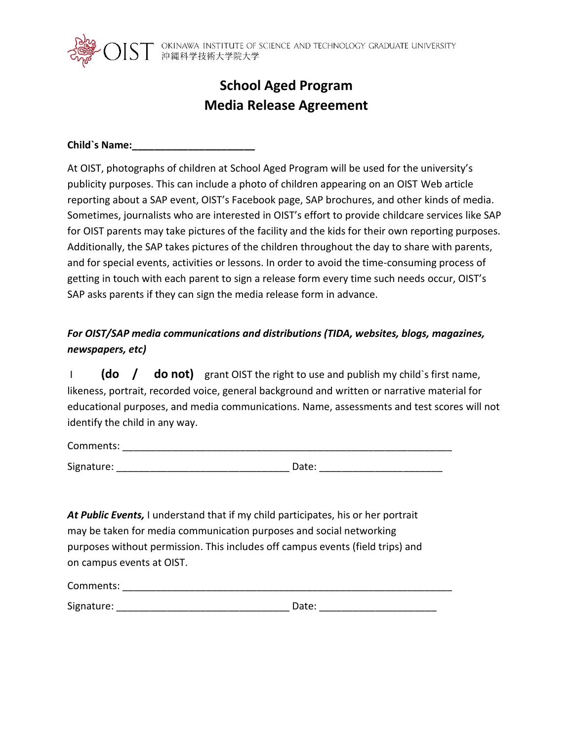OKINAWA INSTITUTE OF SCIENCE AND TECHNOLOGY GRADUATE UNIVERSITY
沖縄科学技術大学院大学

# School Aged Program
# Media Release Agreement

**Child`s Name:______________________**

At OIST, photographs of children at School Aged Program will be used for the university's publicity purposes. This can include a photo of children appearing on an OIST Web article reporting about a SAP event, OIST's Facebook page, SAP brochures, and other kinds of media. Sometimes, journalists who are interested in OIST's effort to provide childcare services like SAP for OIST parents may take pictures of the facility and the kids for their own reporting purposes. Additionally, the SAP takes pictures of the children throughout the day to share with parents, and for special events, activities or lessons. In order to avoid the time-consuming process of getting in touch with each parent to sign a release form every time such needs occur, OIST's SAP asks parents if they can sign the media release form in advance.

***For OIST/SAP media communications and distributions (TIDA, websites, blogs, magazines, newspapers, etc)***

I **(do / do not)** grant OIST the right to use and publish my child`s first name, likeness, portrait, recorded voice, general background and written or narrative material for educational purposes, and media communications. Name, assessments and test scores will not identify the child in any way.

Comments: ____________________________________________________________

Signature: ________________________________ Date: ______________________

***At Public Events,*** I understand that if my child participates, his or her portrait may be taken for media communication purposes and social networking purposes without permission. This includes off campus events (field trips) and on campus events at OIST.

Comments: ____________________________________________________________

Signature: ________________________________ Date: _____________________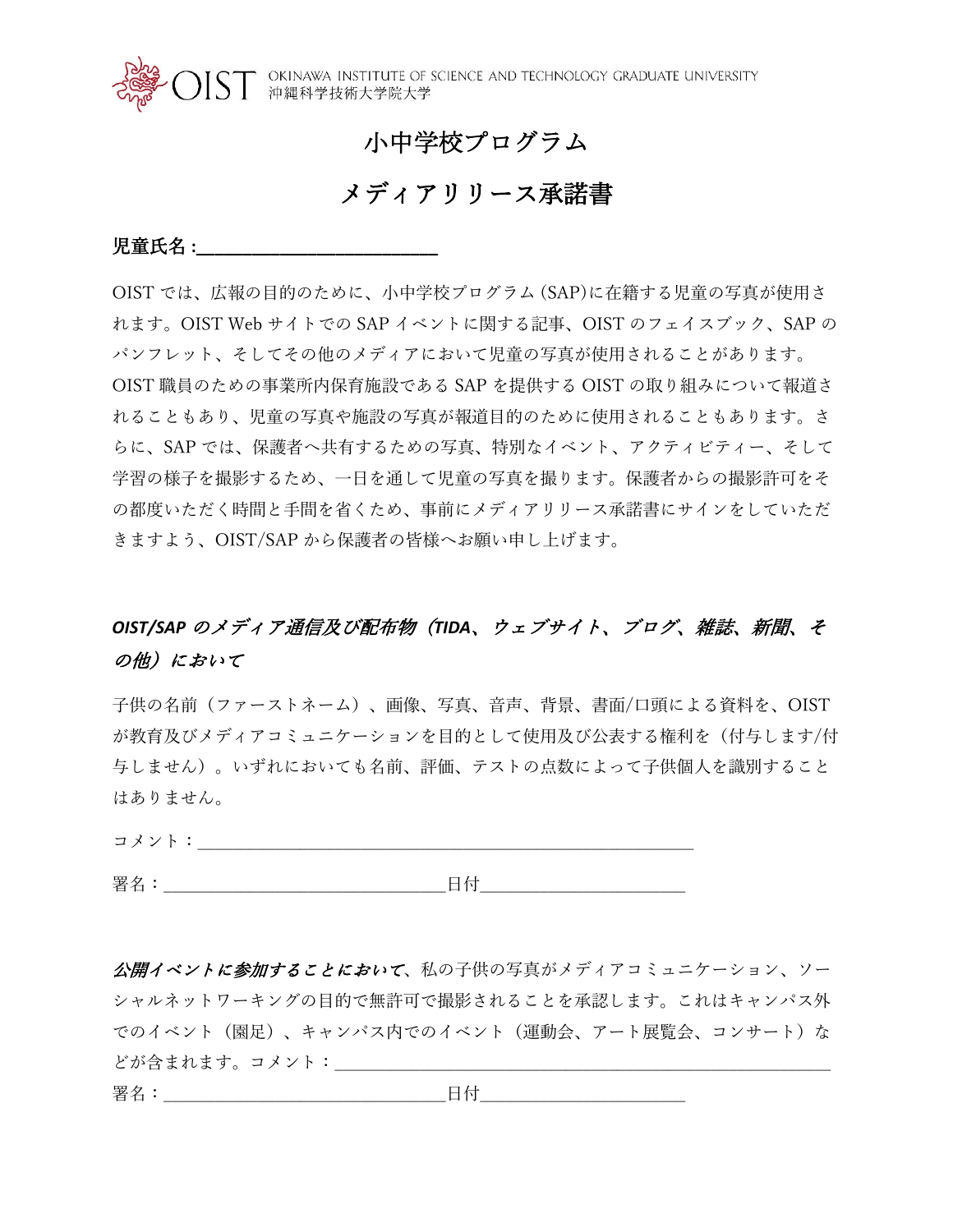OKINAWA INSTITUTE OF SCIENCE AND TECHNOLOGY GRADUATE UNIVERSITY
沖縄科学技術大学院大学

# 小中学校プログラム

# メディアリリース承諾書

**児童氏名 :___________________________**

OIST では、広報の目的のために、小中学校プログラム (SAP)に在籍する児童の写真が使用されます。OIST Web サイトでの SAP イベントに関する記事、OIST のフェイスブック、SAP のパンフレット、そしてその他のメディアにおいて児童の写真が使用されることがあります。OIST 職員のための事業所内保育施設である SAP を提供する OIST の取り組みについて報道されることもあり、児童の写真や施設の写真が報道目的のために使用されることもあります。さらに、SAP では、保護者へ共有するための写真、特別なイベント、アクティビティー、そして学習の様子を撮影するため、一日を通して児童の写真を撮ります。保護者からの撮影許可をその都度いただく時間と手間を省くため、事前にメディアリリース承諾書にサインをしていただきますよう、OIST/SAP から保護者の皆様へお願い申し上げます。

***OIST/SAP のメディア通信及び配布物（TIDA、ウェブサイト、ブログ、雑誌、新聞、その他）において***

子供の名前（ファーストネーム）、画像、写真、音声、背景、書面/口頭による資料を、OIST が教育及びメディアコミュニケーションを目的として使用及び公表する権利を（付与します/付与しません）。いずれにおいても名前、評価、テストの点数によって子供個人を識別することはありません。

コメント：____________________________________________________

署名：______________________________日付____________________

***公開イベントに参加することにおいて***、私の子供の写真がメディアコミュニケーション、ソーシャルネットワーキングの目的で無許可で撮影されることを承認します。これはキャンパス外でのイベント（園足）、キャンパス内でのイベント（運動会、アート展覧会、コンサート）などが含まれます。コメント：____________________________________________________

署名：______________________________日付____________________